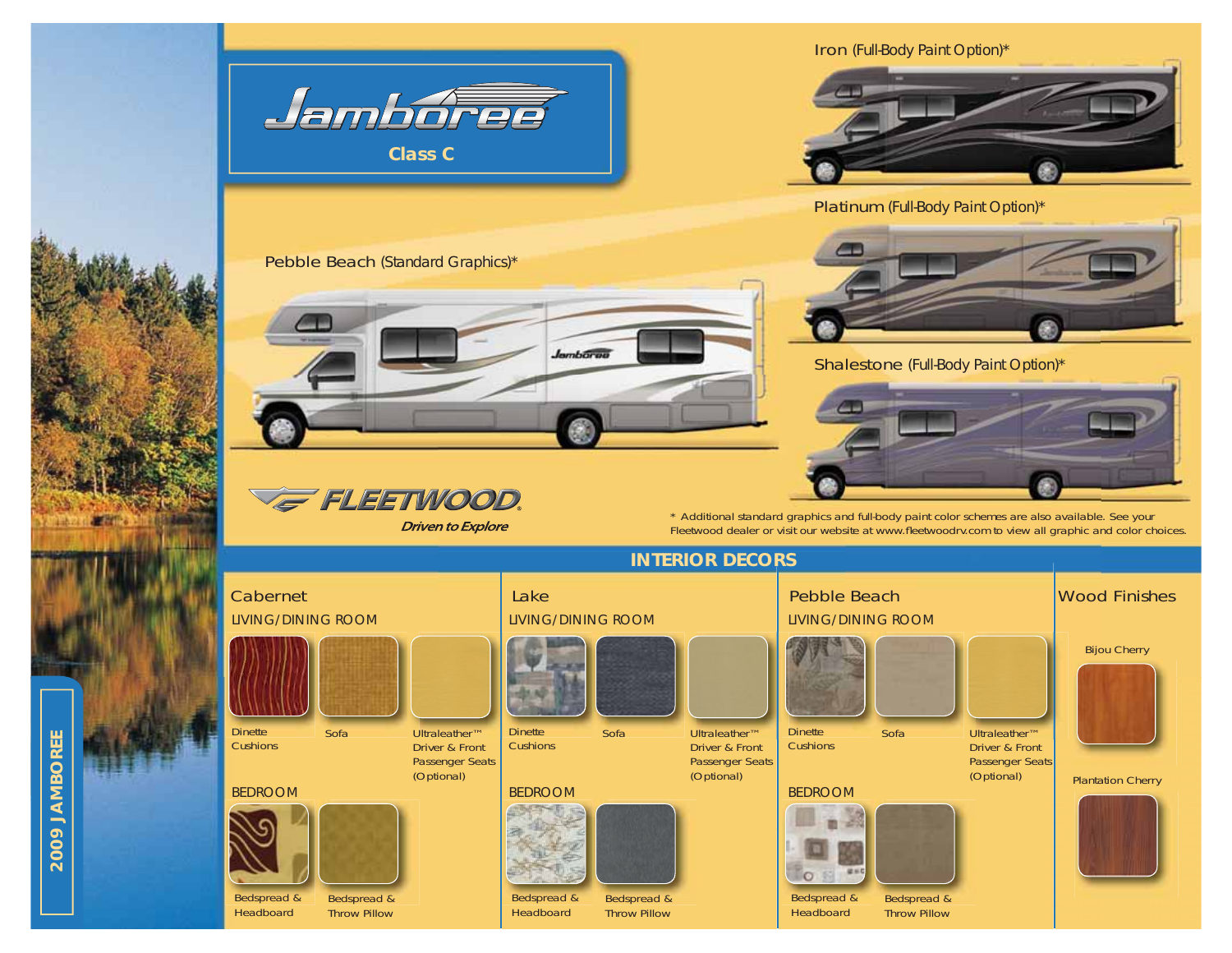# Jamboree

## Class C

Iron (Full-Body Paint Option)*

Platinum (Full-Body Paint Option)*

Pebble Beach (Standard Graphics)*

Shalestone (Full-Body Paint Option)*

FLEETWOOD

*Driven to Explore*

* Additional standard graphics and full-body paint color schemes are also available. See your Fleetwood dealer or visit our website at www.fleetwoodrv.com to view all graphic and color choices.

## INTERIOR DECORS

### Cabernet

LIVING/DINING ROOM

- Dinette Cushions
- Sofa
- Ultraleather™ Driver & Front Passenger Seats (Optional)

BEDROOM

- Bedspread & Headboard
- Bedspread & Throw Pillow

### Lake

LIVING/DINING ROOM

- Dinette Cushions
- Sofa
- Ultraleather™ Driver & Front Passenger Seats (Optional)

BEDROOM

- Bedspread & Headboard
- Bedspread & Throw Pillow

### Pebble Beach

LIVING/DINING ROOM

- Dinette Cushions
- Sofa
- Ultraleather™ Driver & Front Passenger Seats (Optional)

BEDROOM

- Bedspread & Headboard
- Bedspread & Throw Pillow

### Wood Finishes

- Bijou Cherry
- Plantation Cherry

2009 JAMBOREE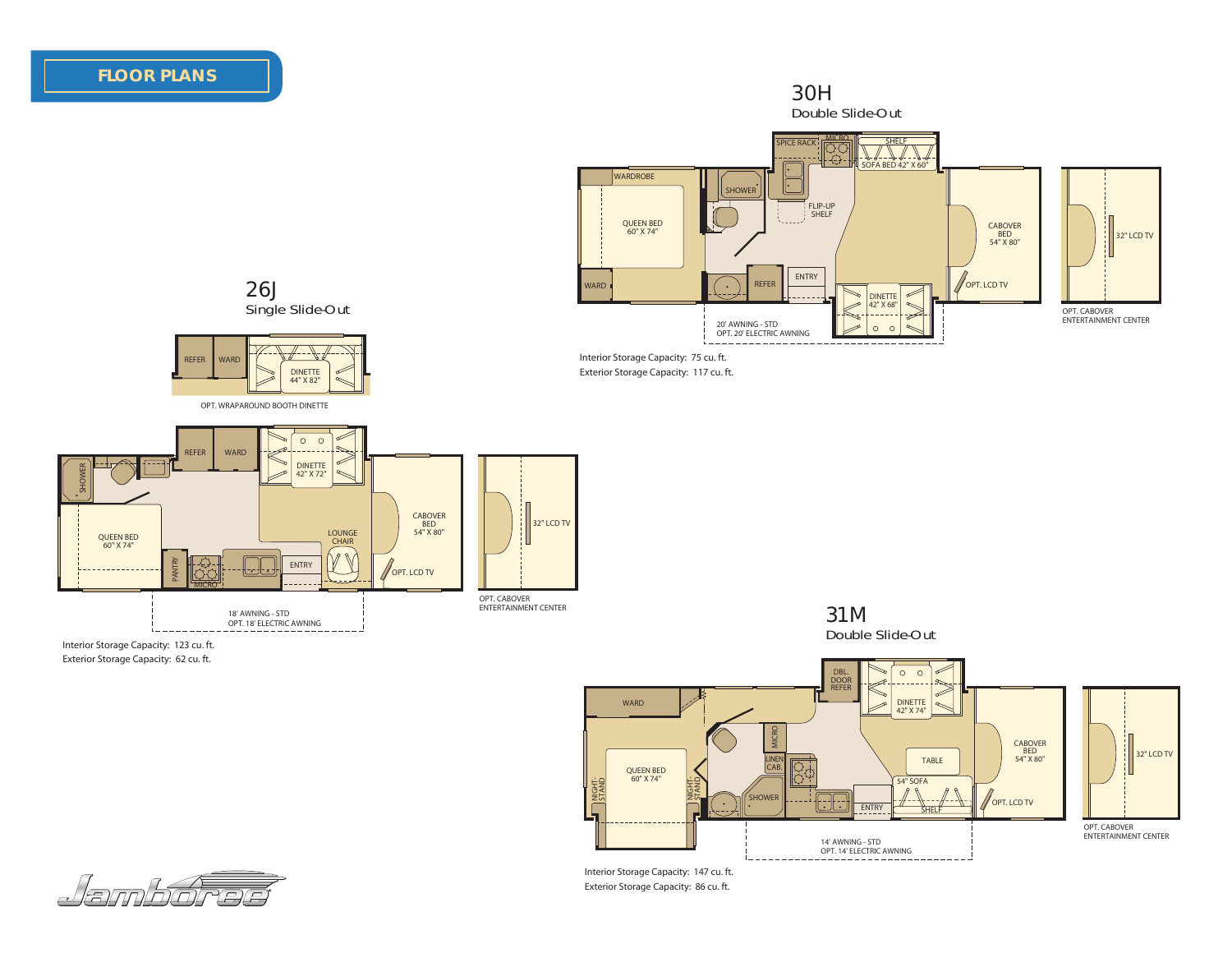# FLOOR PLANS

## 26J
Single Slide-Out

REFER | WARD | DINETTE 44" X 82"

OPT. WRAPAROUND BOOTH DINETTE

SHOWER | REFER | WARD | DINETTE 42" X 72" | QUEEN BED 60" X 74" | PANTRY | MICRO | ENTRY | LOUNGE CHAIR | CABOVER BED 54" X 80" | OPT. LCD TV | 32" LCD TV

18' AWNING - STD
OPT. 18' ELECTRIC AWNING

OPT. CABOVER ENTERTAINMENT CENTER

Interior Storage Capacity: 123 cu. ft.
Exterior Storage Capacity: 62 cu. ft.

## 30H
Double Slide-Out

WARDROBE | QUEEN BED 60" X 74" | WARD | SHOWER | SPICE RACK | MICRO | SHELF | SOFA BED 42" X 60" | FLIP-UP SHELF | REFER | ENTRY | DINETTE 42" X 68" | CABOVER BED 54" X 80" | OPT. LCD TV | 32" LCD TV

20' AWNING - STD
OPT. 20' ELECTRIC AWNING

OPT. CABOVER ENTERTAINMENT CENTER

Interior Storage Capacity: 75 cu. ft.
Exterior Storage Capacity: 117 cu. ft.

## 31M
Double Slide-Out

WARD | QUEEN BED 60" X 74" | NIGHT-STAND | NIGHT-STAND | MICRO | LINEN CAB. | SHOWER | DBL. DOOR REFER | DINETTE 42" X 74" | TABLE | 54" SOFA | SHELF | ENTRY | CABOVER BED 54" X 80" | OPT. LCD TV | 32" LCD TV

14' AWNING - STD
OPT. 14' ELECTRIC AWNING

OPT. CABOVER ENTERTAINMENT CENTER

Interior Storage Capacity: 147 cu. ft.
Exterior Storage Capacity: 86 cu. ft.

Jamboree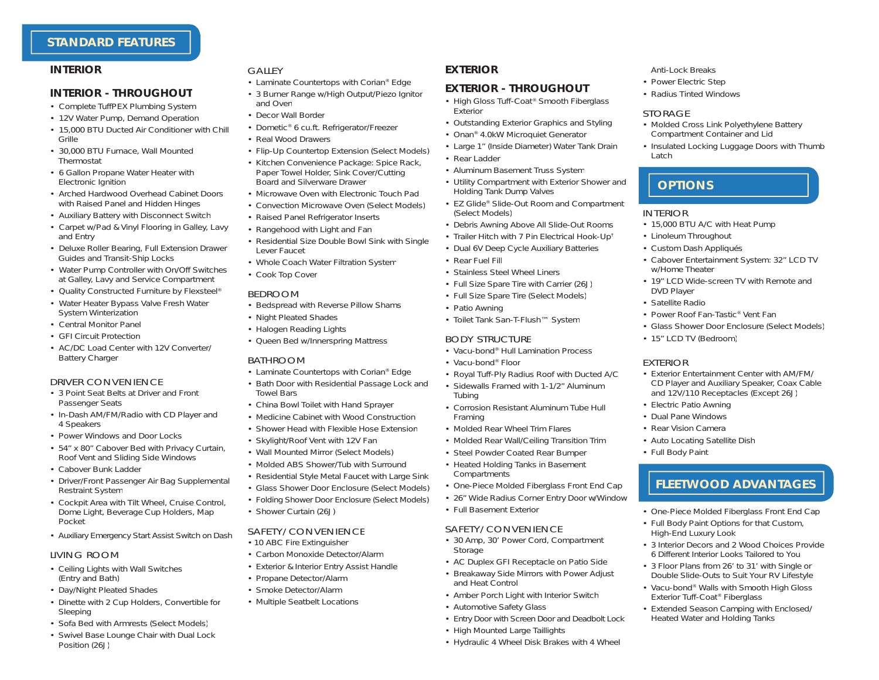# STANDARD FEATURES

## INTERIOR

## INTERIOR - THROUGHOUT

- Complete TuffPEX Plumbing System
- 12V Water Pump, Demand Operation
- 15,000 BTU Ducted Air Conditioner with Chill Grille
- 30,000 BTU Furnace, Wall Mounted Thermostat
- 6 Gallon Propane Water Heater with Electronic Ignition
- Arched Hardwood Overhead Cabinet Doors with Raised Panel and Hidden Hinges
- Auxiliary Battery with Disconnect Switch
- Carpet w/Pad & Vinyl Flooring in Galley, Lavy and Entry
- Deluxe Roller Bearing, Full Extension Drawer Guides and Transit-Ship Locks
- Water Pump Controller with On/Off Switches at Galley, Lavy and Service Compartment
- Quality Constructed Furniture by Flexsteel®
- Water Heater Bypass Valve Fresh Water System Winterization
- Central Monitor Panel
- GFI Circuit Protection
- AC/DC Load Center with 12V Converter/ Battery Charger

### DRIVER CONVENIENCE

- 3 Point Seat Belts at Driver and Front Passenger Seats
- In-Dash AM/FM/Radio with CD Player and 4 Speakers
- Power Windows and Door Locks
- 54" x 80" Cabover Bed with Privacy Curtain, Roof Vent and Sliding Side Windows
- Cabover Bunk Ladder
- Driver/Front Passenger Air Bag Supplemental Restraint System
- Cockpit Area with Tilt Wheel, Cruise Control, Dome Light, Beverage Cup Holders, Map Pocket
- Auxiliary Emergency Start Assist Switch on Dash

### LIVING ROOM

- Ceiling Lights with Wall Switches (Entry and Bath)
- Day/Night Pleated Shades
- Dinette with 2 Cup Holders, Convertible for Sleeping
- Sofa Bed with Armrests (Select Models)
- Swivel Base Lounge Chair with Dual Lock Position (26J)

### GALLEY

- Laminate Countertops with Corian® Edge
- 3 Burner Range w/High Output/Piezo Ignitor and Oven
- Decor Wall Border
- Dometic® 6 cu.ft. Refrigerator/Freezer
- Real Wood Drawers
- Flip-Up Countertop Extension (Select Models)
- Kitchen Convenience Package: Spice Rack, Paper Towel Holder, Sink Cover/Cutting Board and Silverware Drawer
- Microwave Oven with Electronic Touch Pad
- Convection Microwave Oven (Select Models)
- Raised Panel Refrigerator Inserts
- Rangehood with Light and Fan
- Residential Size Double Bowl Sink with Single Lever Faucet
- Whole Coach Water Filtration System
- Cook Top Cover

### BEDROOM

- Bedspread with Reverse Pillow Shams
- Night Pleated Shades
- Halogen Reading Lights
- Queen Bed w/Innerspring Mattress

### BATHROOM

- Laminate Countertops with Corian® Edge
- Bath Door with Residential Passage Lock and Towel Bars
- China Bowl Toilet with Hand Sprayer
- Medicine Cabinet with Wood Construction
- Shower Head with Flexible Hose Extension
- Skylight/Roof Vent with 12V Fan
- Wall Mounted Mirror (Select Models)
- Molded ABS Shower/Tub with Surround
- Residential Style Metal Faucet with Large Sink
- Glass Shower Door Enclosure (Select Models)
- Folding Shower Door Enclosure (Select Models)
- Shower Curtain (26J)

### SAFETY/CONVENIENCE

- 10 ABC Fire Extinguisher
- Carbon Monoxide Detector/Alarm
- Exterior & Interior Entry Assist Handle
- Propane Detector/Alarm
- Smoke Detector/Alarm
- Multiple Seatbelt Locations

## EXTERIOR

## EXTERIOR - THROUGHOUT

- High Gloss Tuff-Coat® Smooth Fiberglass Exterior
- Outstanding Exterior Graphics and Styling
- Onan® 4.0kW Microquiet Generator
- Large 1" (Inside Diameter) Water Tank Drain
- Rear Ladder
- Aluminum Basement Truss System
- Utility Compartment with Exterior Shower and Holding Tank Dump Valves
- EZ Glide® Slide-Out Room and Compartment (Select Models)
- Debris Awning Above All Slide-Out Rooms
- Trailer Hitch with 7 Pin Electrical Hook-Up†
- Dual 6V Deep Cycle Auxiliary Batteries
- Rear Fuel Fill
- Stainless Steel Wheel Liners
- Full Size Spare Tire with Carrier (26J)
- Full Size Spare Tire (Select Models)
- Patio Awning
- Toilet Tank San-T-Flush™ System

### BODY STRUCTURE

- Vacu-bond® Hull Lamination Process
- Vacu-bond® Floor
- Royal Tuff-Ply Radius Roof with Ducted A/C
- Sidewalls Framed with 1-1/2" Aluminum Tubing
- Corrosion Resistant Aluminum Tube Hull Framing
- Molded Rear Wheel Trim Flares
- Molded Rear Wall/Ceiling Transition Trim
- Steel Powder Coated Rear Bumper
- Heated Holding Tanks in Basement Compartments
- One-Piece Molded Fiberglass Front End Cap
- 26" Wide Radius Corner Entry Door w/Window
- Full Basement Exterior

### SAFETY/CONVENIENCE

- 30 Amp, 30' Power Cord, Compartment Storage
- AC Duplex GFI Receptacle on Patio Side
- Breakaway Side Mirrors with Power Adjust and Heat Control
- Amber Porch Light with Interior Switch
- Automotive Safety Glass
- Entry Door with Screen Door and Deadbolt Lock
- High Mounted Large Taillights
- Hydraulic 4 Wheel Disk Brakes with 4 Wheel Anti-Lock Breaks
- Power Electric Step
- Radius Tinted Windows

### STORAGE

- Molded Cross Link Polyethylene Battery Compartment Container and Lid
- Insulated Locking Luggage Doors with Thumb Latch

# OPTIONS

### INTERIOR

- 15,000 BTU A/C with Heat Pump
- Linoleum Throughout
- Custom Dash Appliqués
- Cabover Entertainment System: 32" LCD TV w/Home Theater
- 19" LCD Wide-screen TV with Remote and DVD Player
- Satellite Radio
- Power Roof Fan-Tastic® Vent Fan
- Glass Shower Door Enclosure (Select Models)
- 15" LCD TV (Bedroom)

### EXTERIOR

- Exterior Entertainment Center with AM/FM/ CD Player and Auxiliary Speaker, Coax Cable and 12V/110 Receptacles (Except 26J)
- Electric Patio Awning
- Dual Pane Windows
- Rear Vision Camera
- Auto Locating Satellite Dish
- Full Body Paint

# FLEETWOOD ADVANTAGES

- One-Piece Molded Fiberglass Front End Cap
- Full Body Paint Options for that Custom, High-End Luxury Look
- 3 Interior Decors and 2 Wood Choices Provide 6 Different Interior Looks Tailored to You
- 3 Floor Plans from 26' to 31' with Single or Double Slide-Outs to Suit Your RV Lifestyle
- Vacu-bond® Walls with Smooth High Gloss Exterior Tuff-Coat® Fiberglass
- Extended Season Camping with Enclosed/ Heated Water and Holding Tanks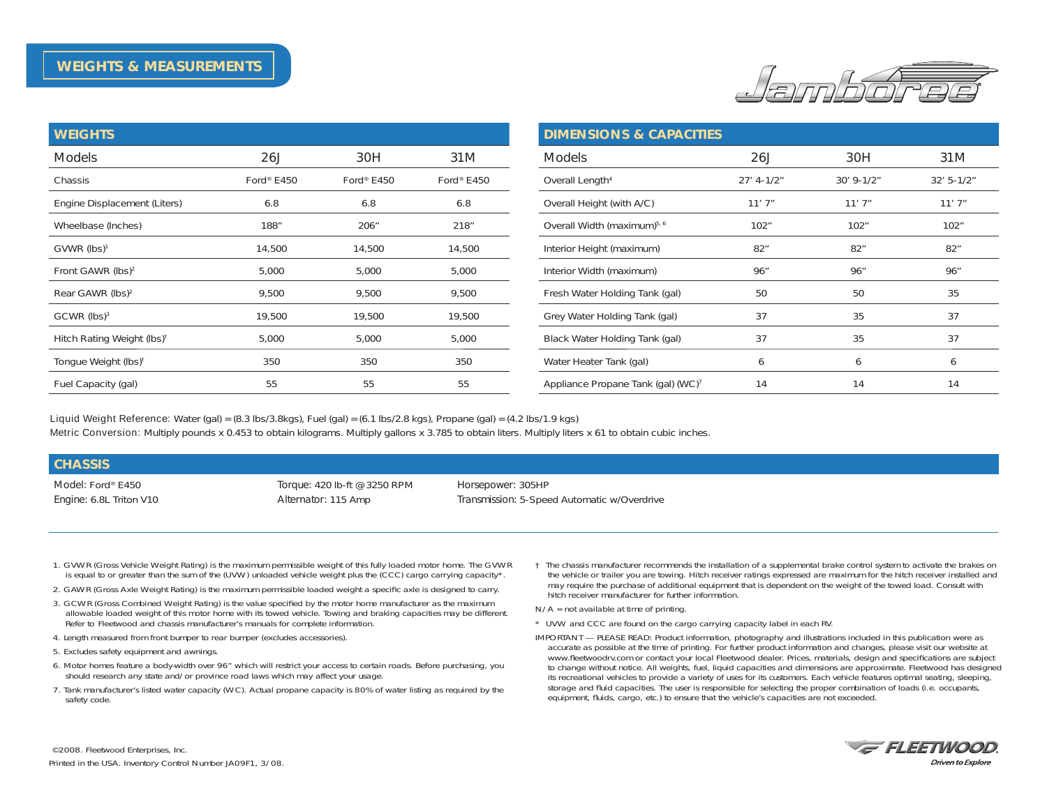# WEIGHTS & MEASUREMENTS

Jamboree

## WEIGHTS

| Models | 26J | 30H | 31M |
|---|---|---|---|
| Chassis | Ford® E450 | Ford® E450 | Ford® E450 |
| Engine Displacement (Liters) | 6.8 | 6.8 | 6.8 |
| Wheelbase (Inches) | 188″ | 206″ | 218″ |
| GVWR (lbs)[1] | 14,500 | 14,500 | 14,500 |
| Front GAWR (lbs)[2] | 5,000 | 5,000 | 5,000 |
| Rear GAWR (lbs)[2] | 9,500 | 9,500 | 9,500 |
| GCWR (lbs)[3] | 19,500 | 19,500 | 19,500 |
| Hitch Rating Weight (lbs)[†] | 5,000 | 5,000 | 5,000 |
| Tongue Weight (lbs)[†] | 350 | 350 | 350 |
| Fuel Capacity (gal) | 55 | 55 | 55 |

## DIMENSIONS & CAPACITIES

| Models | 26J | 30H | 31M |
|---|---|---|---|
| Overall Length[4] | 27′ 4-1/2″ | 30′ 9-1/2″ | 32′ 5-1/2″ |
| Overall Height (with A/C) | 11′ 7″ | 11′ 7″ | 11′ 7″ |
| Overall Width (maximum)[5, 6] | 102″ | 102″ | 102″ |
| Interior Height (maximum) | 82″ | 82″ | 82″ |
| Interior Width (maximum) | 96″ | 96″ | 96″ |
| Fresh Water Holding Tank (gal) | 50 | 50 | 35 |
| Grey Water Holding Tank (gal) | 37 | 35 | 37 |
| Black Water Holding Tank (gal) | 37 | 35 | 37 |
| Water Heater Tank (gal) | 6 | 6 | 6 |
| Appliance Propane Tank (gal) (WC)[7] | 14 | 14 | 14 |

Liquid Weight Reference: Water (gal) = (8.3 lbs/3.8kgs), Fuel (gal) = (6.1 lbs/2.8 kgs), Propane (gal) = (4.2 lbs/1.9 kgs)
Metric Conversion: Multiply pounds x 0.453 to obtain kilograms. Multiply gallons x 3.785 to obtain liters. Multiply liters x 61 to obtain cubic inches.

## CHASSIS

Model: Ford® E450
Engine: 6.8L Triton V10
Torque: 420 lb-ft @ 3250 RPM
Alternator: 115 Amp
Horsepower: 305HP
Transmission: 5-Speed Automatic w/Overdrive

1. GVWR (Gross Vehicle Weight Rating) is the maximum permissible weight of this fully loaded motor home. The GVWR is equal to or greater than the sum of the (UVW) unloaded vehicle weight plus the (CCC) cargo carrying capacity*.
2. GAWR (Gross Axle Weight Rating) is the maximum permissible loaded weight a specific axle is designed to carry.
3. GCWR (Gross Combined Weight Rating) is the value specified by the motor home manufacturer as the maximum allowable loaded weight of this motor home with its towed vehicle. Towing and braking capacities may be different. Refer to Fleetwood and chassis manufacturer's manuals for complete information.
4. Length measured from front bumper to rear bumper (excludes accessories).
5. Excludes safety equipment and awnings.
6. Motor homes feature a body-width over 96″ which will restrict your access to certain roads. Before purchasing, you should research any state and/or province road laws which may affect your usage.
7. Tank manufacturer's listed water capacity (WC). Actual propane capacity is 80% of water listing as required by the safety code.

† The chassis manufacturer recommends the installation of a supplemental brake control system to activate the brakes on the vehicle or trailer you are towing. Hitch receiver ratings expressed are maximum for the hitch receiver installed and may require the purchase of additional equipment that is dependent on the weight of the towed load. Consult with hitch receiver manufacturer for further information.

N/A = not available at time of printing.

* UVW and CCC are found on the cargo carrying capacity label in each RV.

IMPORTANT — PLEASE READ: Product information, photography and illustrations included in this publication were as accurate as possible at the time of printing. For further product information and changes, please visit our website at www.fleetwoodrv.com or contact your local Fleetwood dealer. Prices, materials, design and specifications are subject to change without notice. All weights, fuel, liquid capacities and dimensions are approximate. Fleetwood has designed its recreational vehicles to provide a variety of uses for its customers. Each vehicle features optimal seating, sleeping, storage and fluid capacities. The user is responsible for selecting the proper combination of loads (i.e. occupants, equipment, fluids, cargo, etc.) to ensure that the vehicle's capacities are not exceeded.

©2008. Fleetwood Enterprises, Inc.
Printed in the USA. Inventory Control Number JA09F1, 3/08.

FLEETWOOD
Driven to Explore